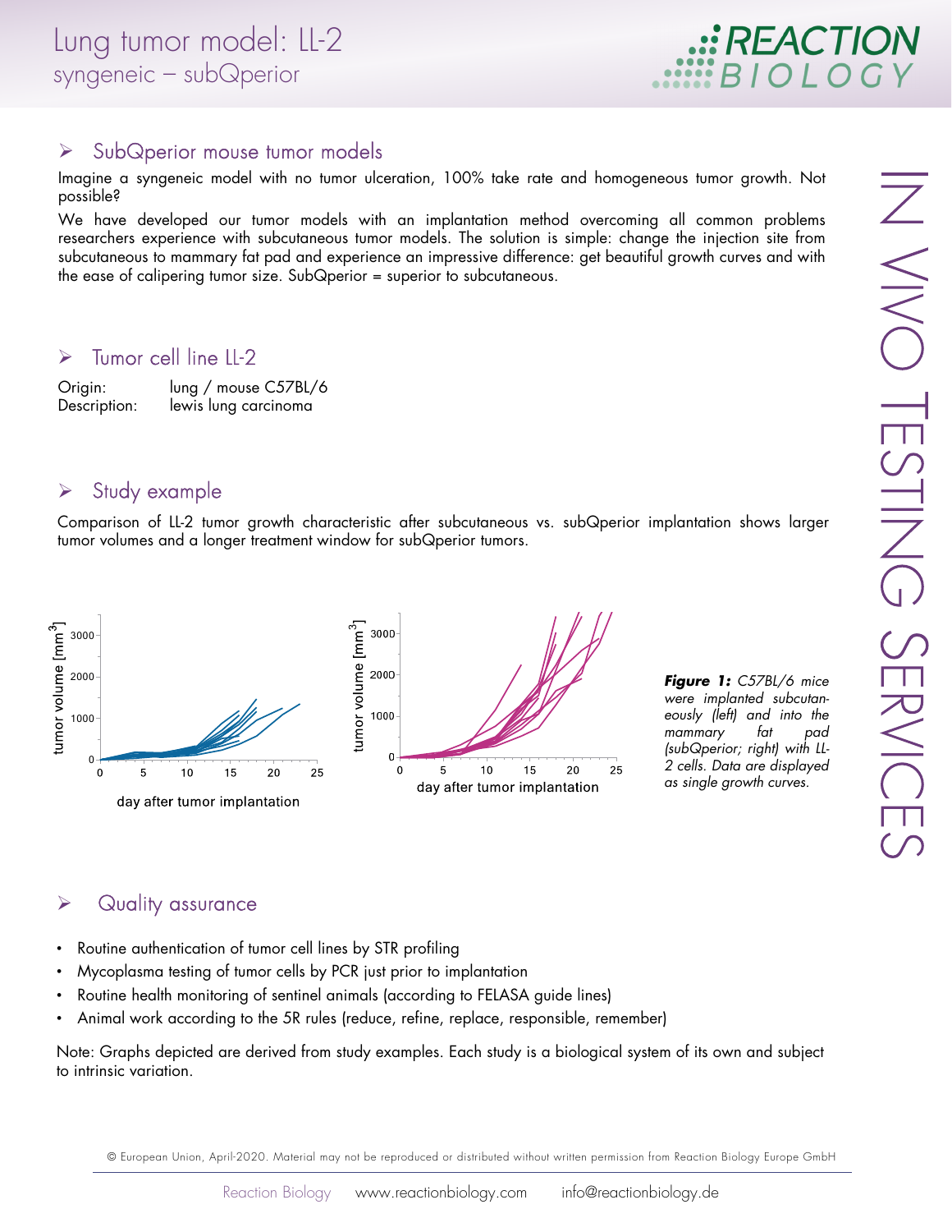# Lung tumor model: LL-2

syngeneic – subQperior

## SubQperior mouse tumor models

Imagine a syngeneic model with no tumor ulceration, 100% take rate and homogeneous tumor growth. Not possible?

We have developed our tumor models with an implantation method overcoming all common problems researchers experience with subcutaneous tumor models. The solution is simple: change the injection site from subcutaneous to mammary fat pad and experience an impressive difference: get beautiful growth curves and with the ease of calipering tumor size. SubQperior = superior to subcutaneous.

## Tumor cell line LL-2

Origin: lung / mouse C57BL/6
Description: lewis lung carcinoma

## Study example

Comparison of LL-2 tumor growth characteristic after subcutaneous vs. subQperior implantation shows larger tumor volumes and a longer treatment window for subQperior tumors.

***Figure 1:*** *C57BL/6 mice were implanted subcutaneously (left) and into the mammary fat pad (subQperior; right) with LL-2 cells. Data are displayed as single growth curves.*

## Quality assurance

- Routine authentication of tumor cell lines by STR profiling
- Mycoplasma testing of tumor cells by PCR just prior to implantation
- Routine health monitoring of sentinel animals (according to FELASA guide lines)
- Animal work according to the 5R rules (reduce, refine, replace, responsible, remember)

Note: Graphs depicted are derived from study examples. Each study is a biological system of its own and subject to intrinsic variation.

© European Union, April-2020. Material may not be reproduced or distributed without written permission from Reaction Biology Europe GmbH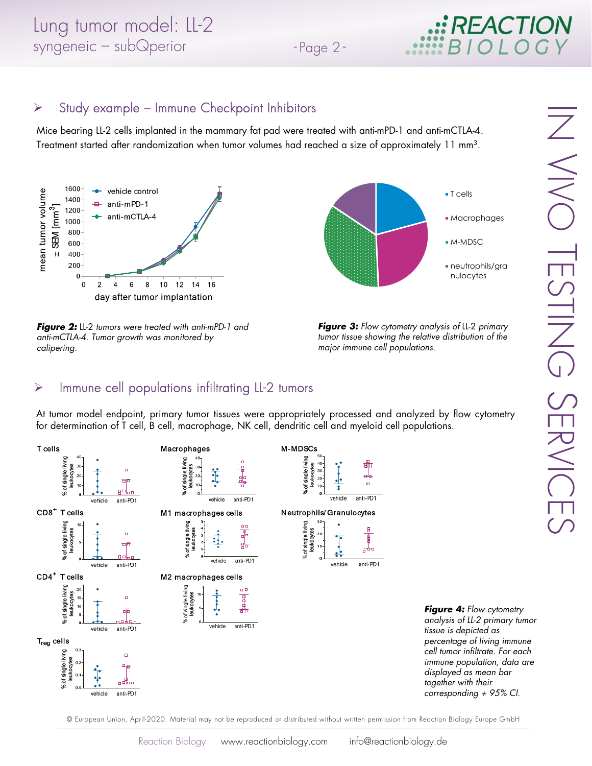## Study example – Immune Checkpoint Inhibitors

Mice bearing LL-2 cells implanted in the mammary fat pad were treated with anti-mPD-1 and anti-mCTLA-4. Treatment started after randomization when tumor volumes had reached a size of approximately 11 mm³.

mean tumor volume ± SEM [mm³]
1600
1400
1200
1000
800
600
400
200
0
0 2 4 6 8 10 12 14 16
day after tumor implantation
vehicle control
anti-mPD-1
anti-mCTLA-4

***Figure 2:*** *LL-2 tumors were treated with anti-mPD-1 and anti-mCTLA-4. Tumor growth was monitored by calipering.*

T cells
Macrophages
M-MDSC
neutrophils/granulocytes

***Figure 3:*** *Flow cytometry analysis of LL-2 primary tumor tissue showing the relative distribution of the major immune cell populations.*

## Immune cell populations infiltrating LL-2 tumors

At tumor model endpoint, primary tumor tissues were appropriately processed and analyzed by flow cytometry for determination of T cell, B cell, macrophage, NK cell, dendritic cell and myeloid cell populations.

T cells
Macrophages
M-MDSCs
CD8⁺ T cells
M1 macrophages cells
Neutrophils/Granulocytes
CD4⁺ T cells
M2 macrophages cells
$T_{reg}$ cells

% of single living leukocytes
vehicle
anti-PD1

***Figure 4:*** *Flow cytometry analysis of LL-2 primary tumor tissue is depicted as percentage of living immune cell tumor infiltrate. For each immune population, data are displayed as mean bar together with their corresponding + 95% CI.*

© European Union, April-2020. Material may not be reproduced or distributed without written permission from Reaction Biology Europe GmbH